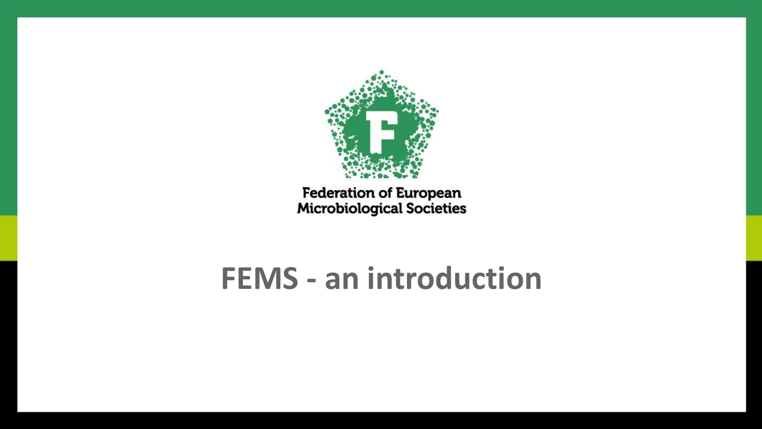Federation of European Microbiological Societies

# FEMS - an introduction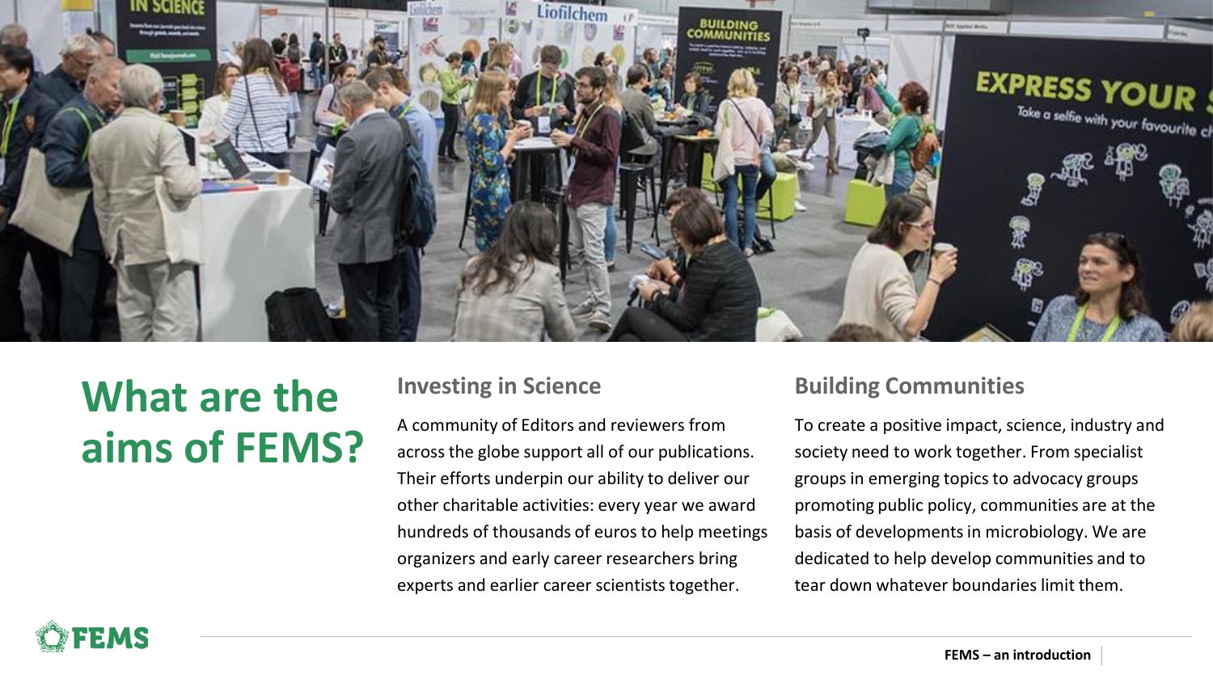# What are the aims of FEMS?

## Investing in Science

A community of Editors and reviewers from across the globe support all of our publications. Their efforts underpin our ability to deliver our other charitable activities: every year we award hundreds of thousands of euros to help meetings organizers and early career researchers bring experts and earlier career scientists together.

## Building Communities

To create a positive impact, science, industry and society need to work together. From specialist groups in emerging topics to advocacy groups promoting public policy, communities are at the basis of developments in microbiology. We are dedicated to help develop communities and to tear down whatever boundaries limit them.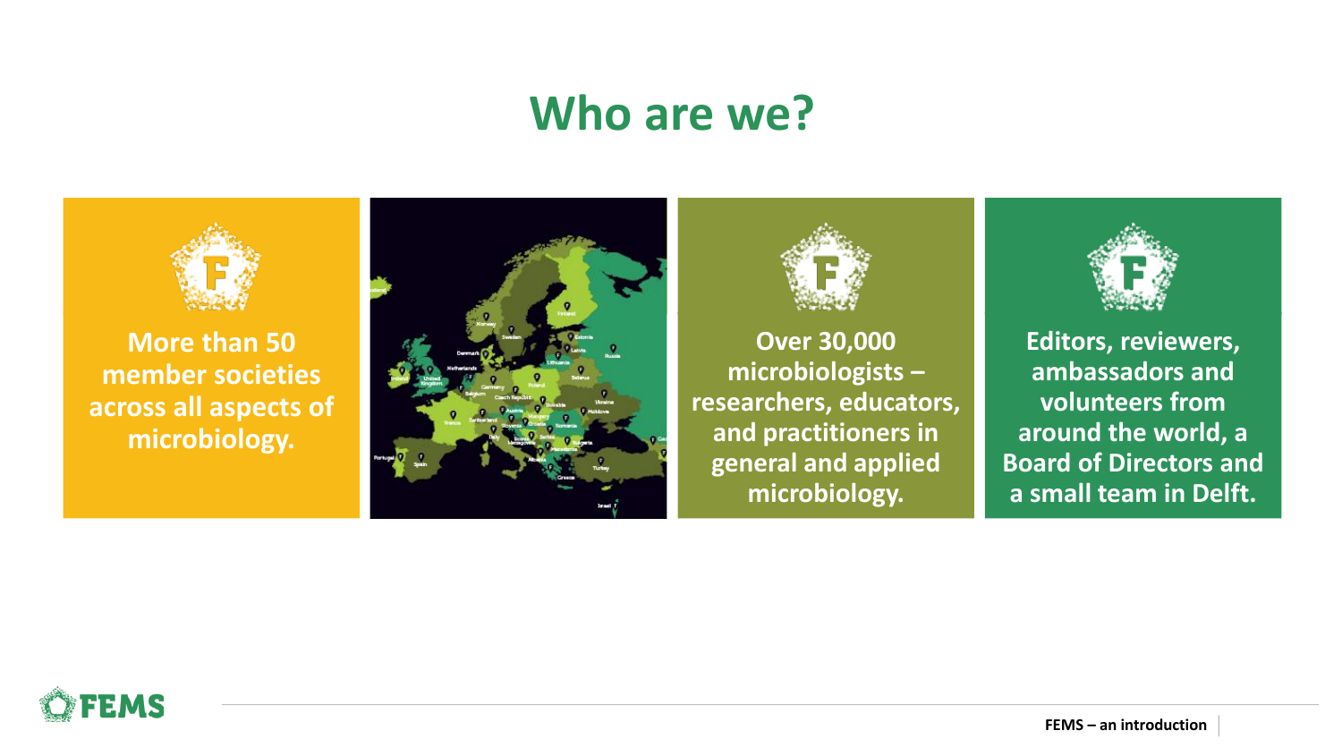# Who are we?

More than 50 member societies across all aspects of microbiology.

Over 30,000 microbiologists – researchers, educators, and practitioners in general and applied microbiology.

Editors, reviewers, ambassadors and volunteers from around the world, a Board of Directors and a small team in Delft.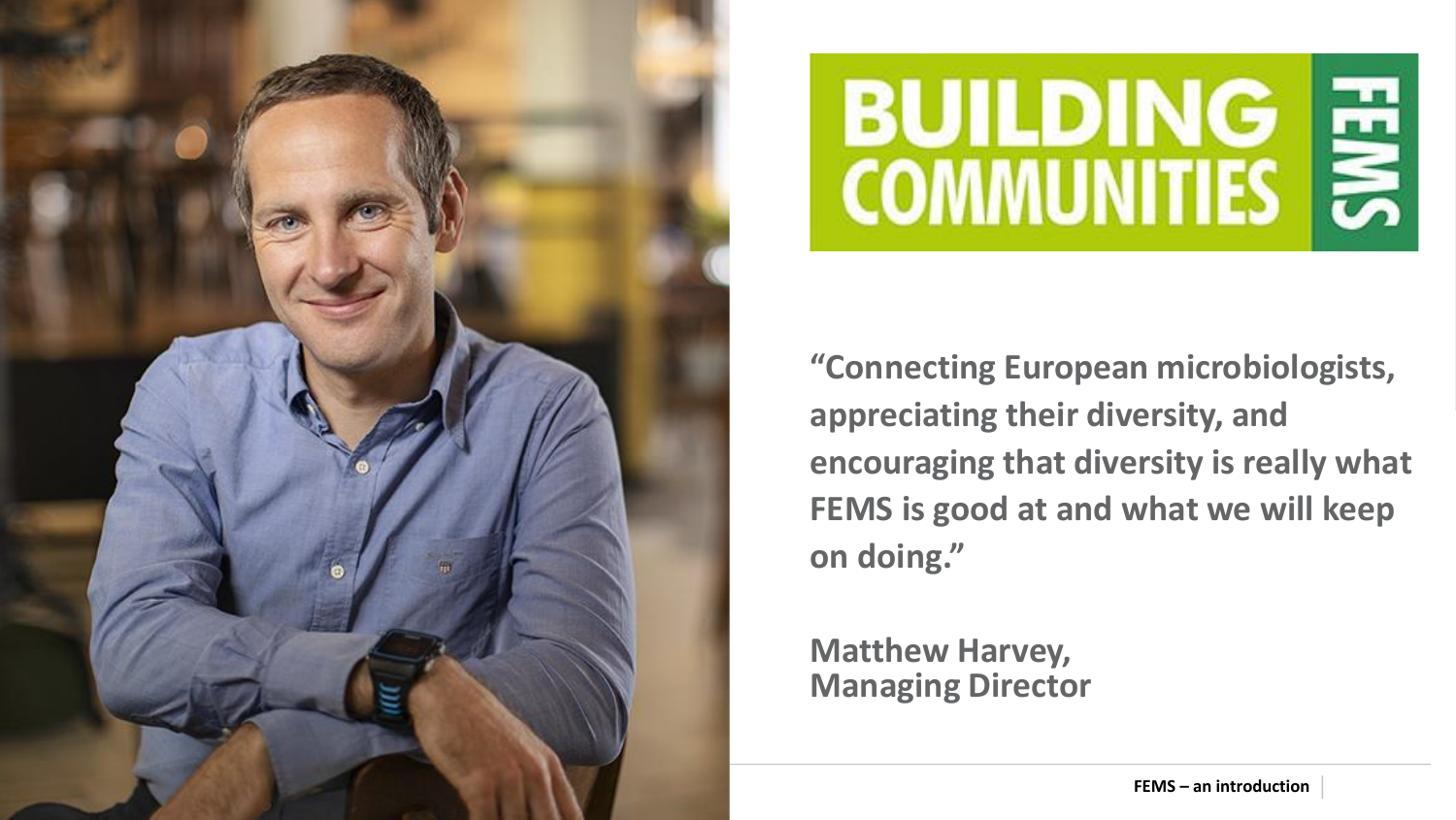# BUILDING COMMUNITIES FEMS

**"Connecting European microbiologists, appreciating their diversity, and encouraging that diversity is really what FEMS is good at and what we will keep on doing."**

**Matthew Harvey,**
**Managing Director**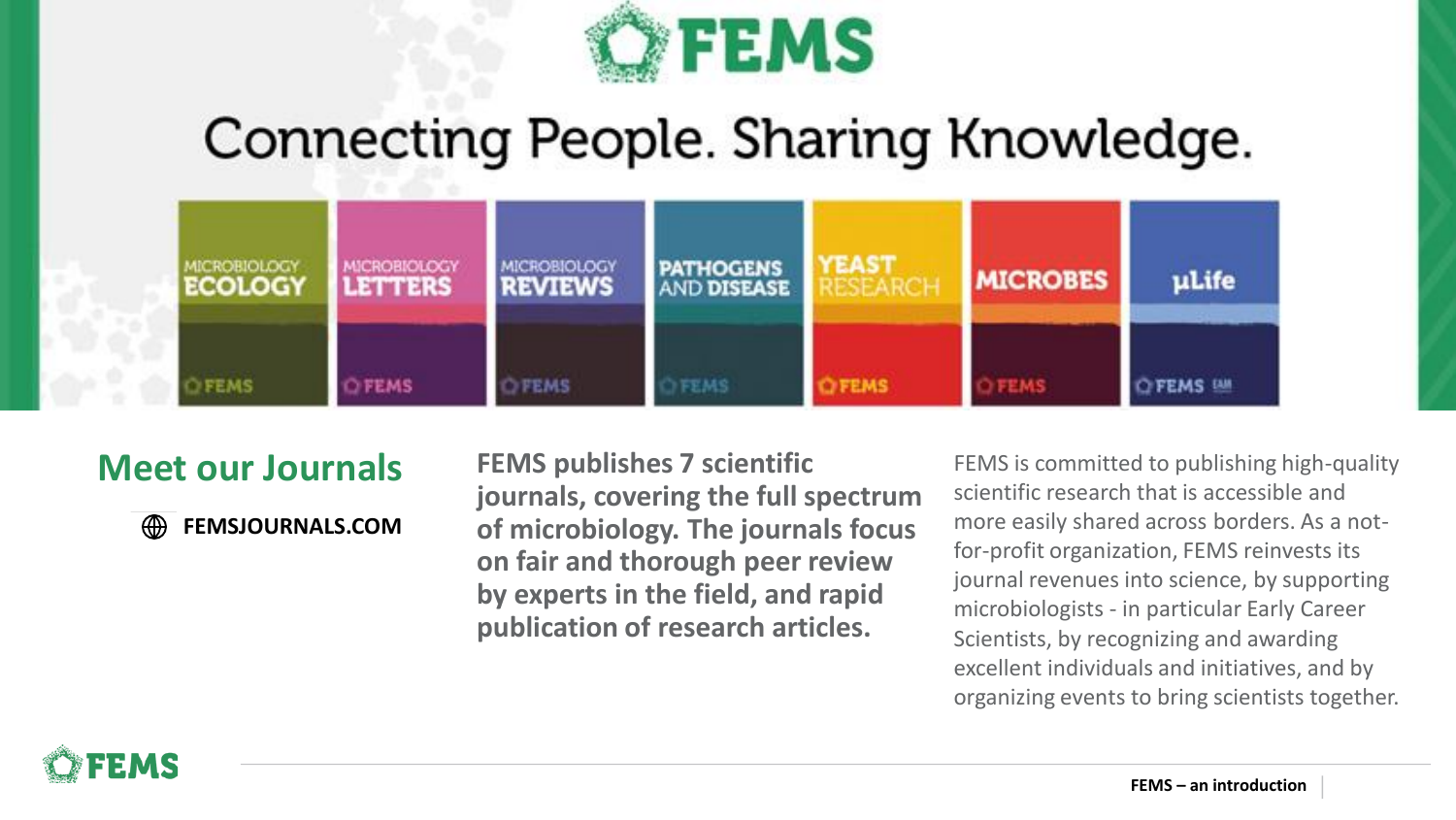# Connecting People. Sharing Knowledge.

MICROBIOLOGY ECOLOGY | MICROBIOLOGY LETTERS | MICROBIOLOGY REVIEWS | PATHOGENS AND DISEASE | YEAST RESEARCH | MICROBES | µLife

## Meet our Journals

FEMSJOURNALS.COM

**FEMS publishes 7 scientific journals, covering the full spectrum of microbiology. The journals focus on fair and thorough peer review by experts in the field, and rapid publication of research articles.**

FEMS is committed to publishing high-quality scientific research that is accessible and more easily shared across borders. As a not-for-profit organization, FEMS reinvests its journal revenues into science, by supporting microbiologists - in particular Early Career Scientists, by recognizing and awarding excellent individuals and initiatives, and by organizing events to bring scientists together.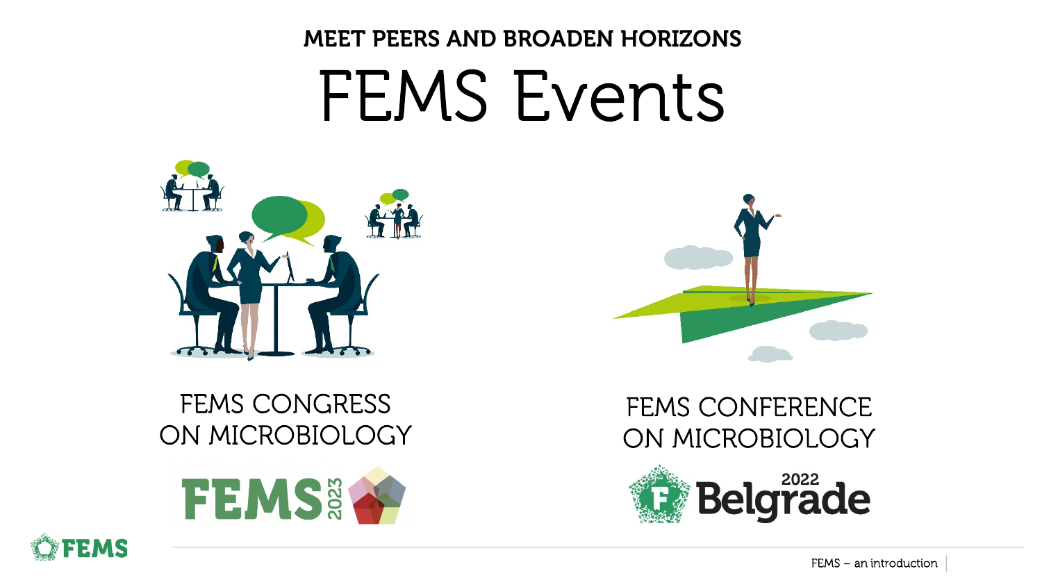MEET PEERS AND BROADEN HORIZONS

# FEMS Events

## FEMS CONGRESS ON MICROBIOLOGY

FEMS 2023

## FEMS CONFERENCE ON MICROBIOLOGY

2022 Belgrade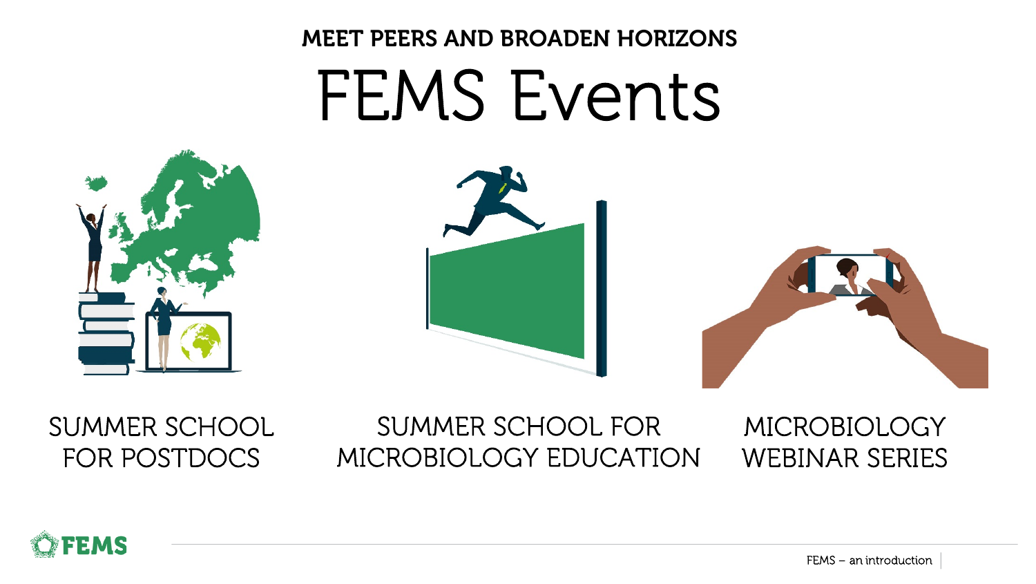MEET PEERS AND BROADEN HORIZONS

# FEMS Events

SUMMER SCHOOL FOR POSTDOCS

SUMMER SCHOOL FOR MICROBIOLOGY EDUCATION

MICROBIOLOGY WEBINAR SERIES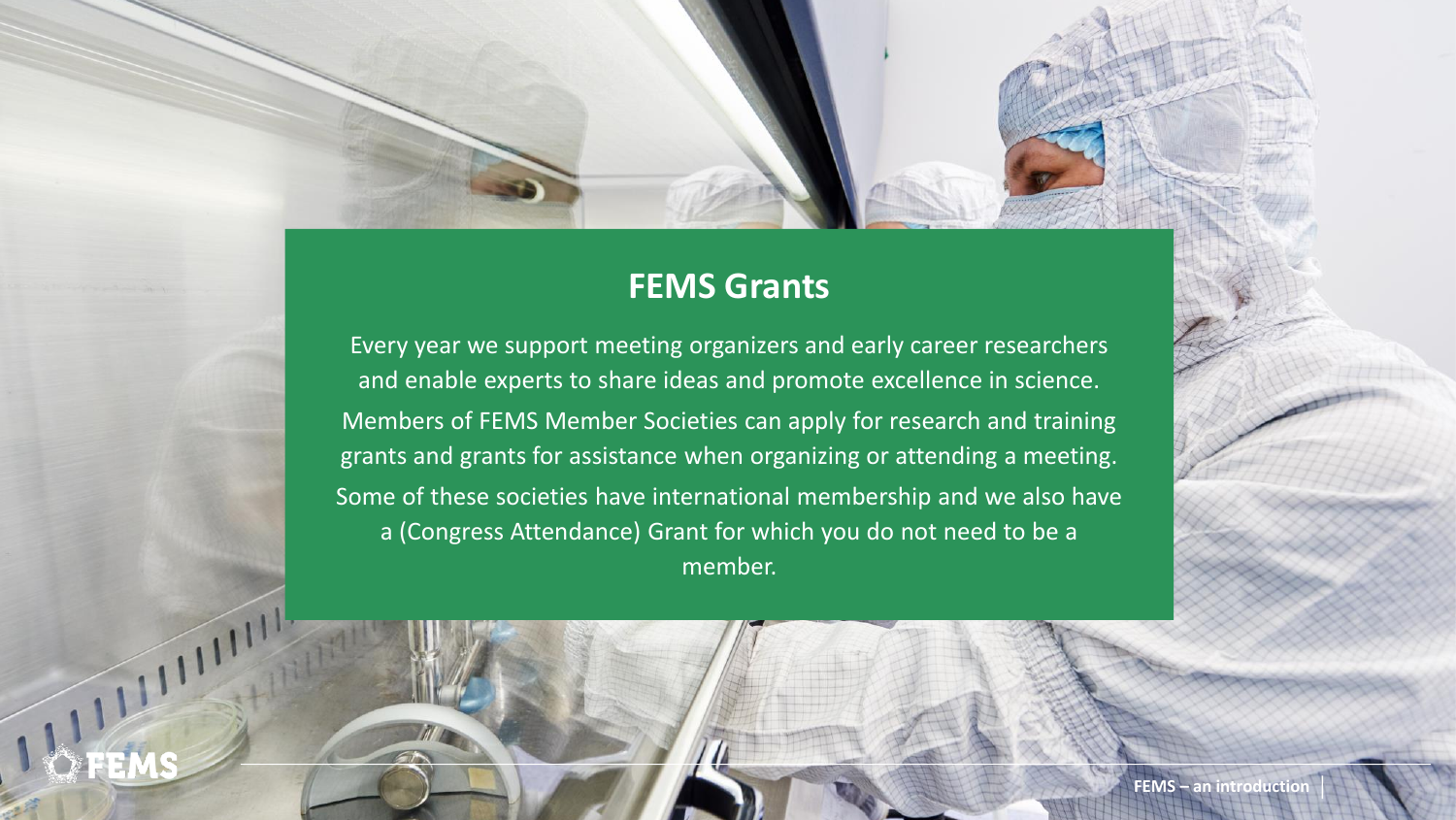## FEMS Grants

Every year we support meeting organizers and early career researchers and enable experts to share ideas and promote excellence in science.

Members of FEMS Member Societies can apply for research and training grants and grants for assistance when organizing or attending a meeting.

Some of these societies have international membership and we also have a (Congress Attendance) Grant for which you do not need to be a member.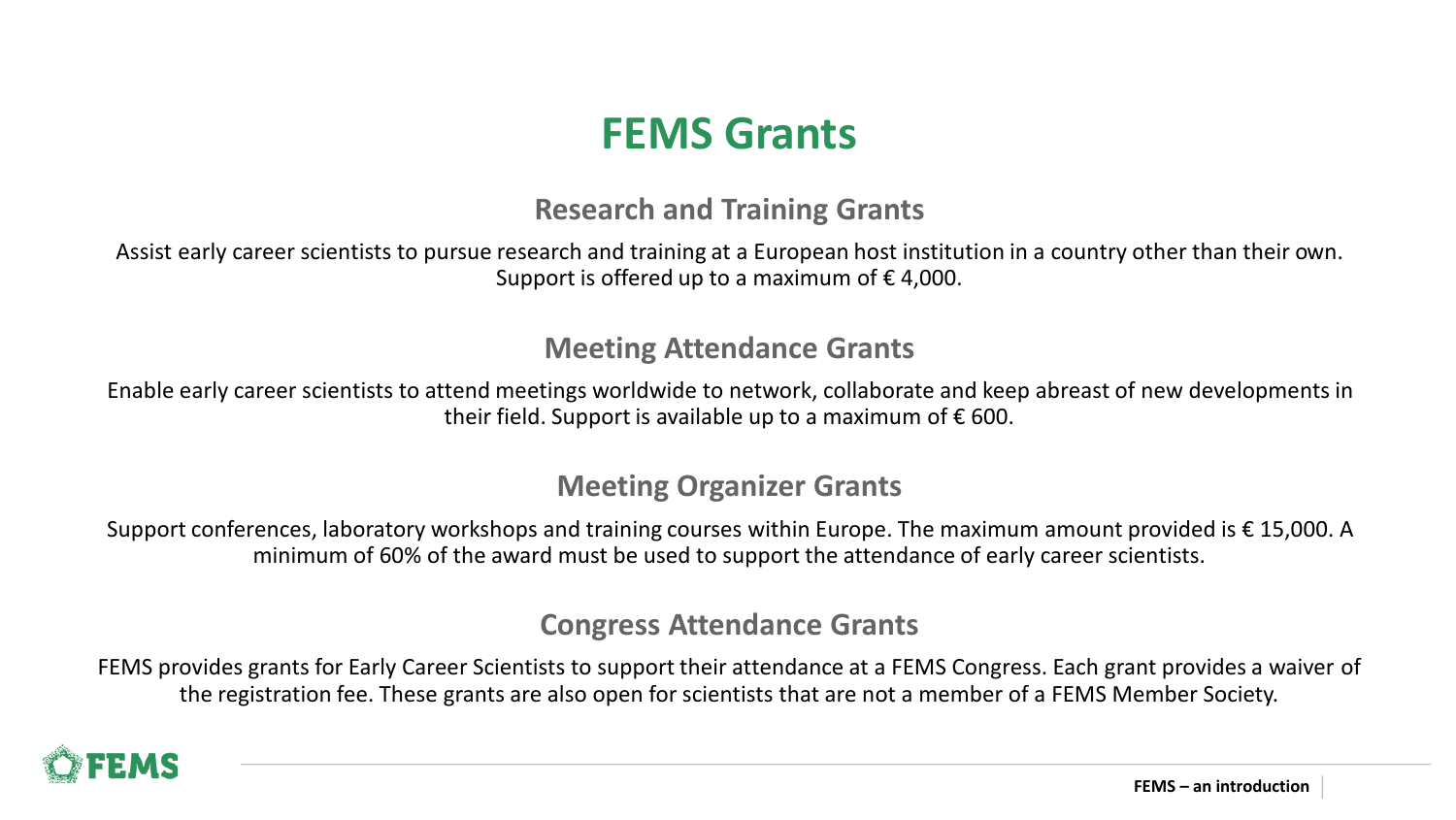# FEMS Grants

## Research and Training Grants

Assist early career scientists to pursue research and training at a European host institution in a country other than their own. Support is offered up to a maximum of € 4,000.

## Meeting Attendance Grants

Enable early career scientists to attend meetings worldwide to network, collaborate and keep abreast of new developments in their field. Support is available up to a maximum of € 600.

## Meeting Organizer Grants

Support conferences, laboratory workshops and training courses within Europe. The maximum amount provided is € 15,000. A minimum of 60% of the award must be used to support the attendance of early career scientists.

## Congress Attendance Grants

FEMS provides grants for Early Career Scientists to support their attendance at a FEMS Congress. Each grant provides a waiver of the registration fee. These grants are also open for scientists that are not a member of a FEMS Member Society.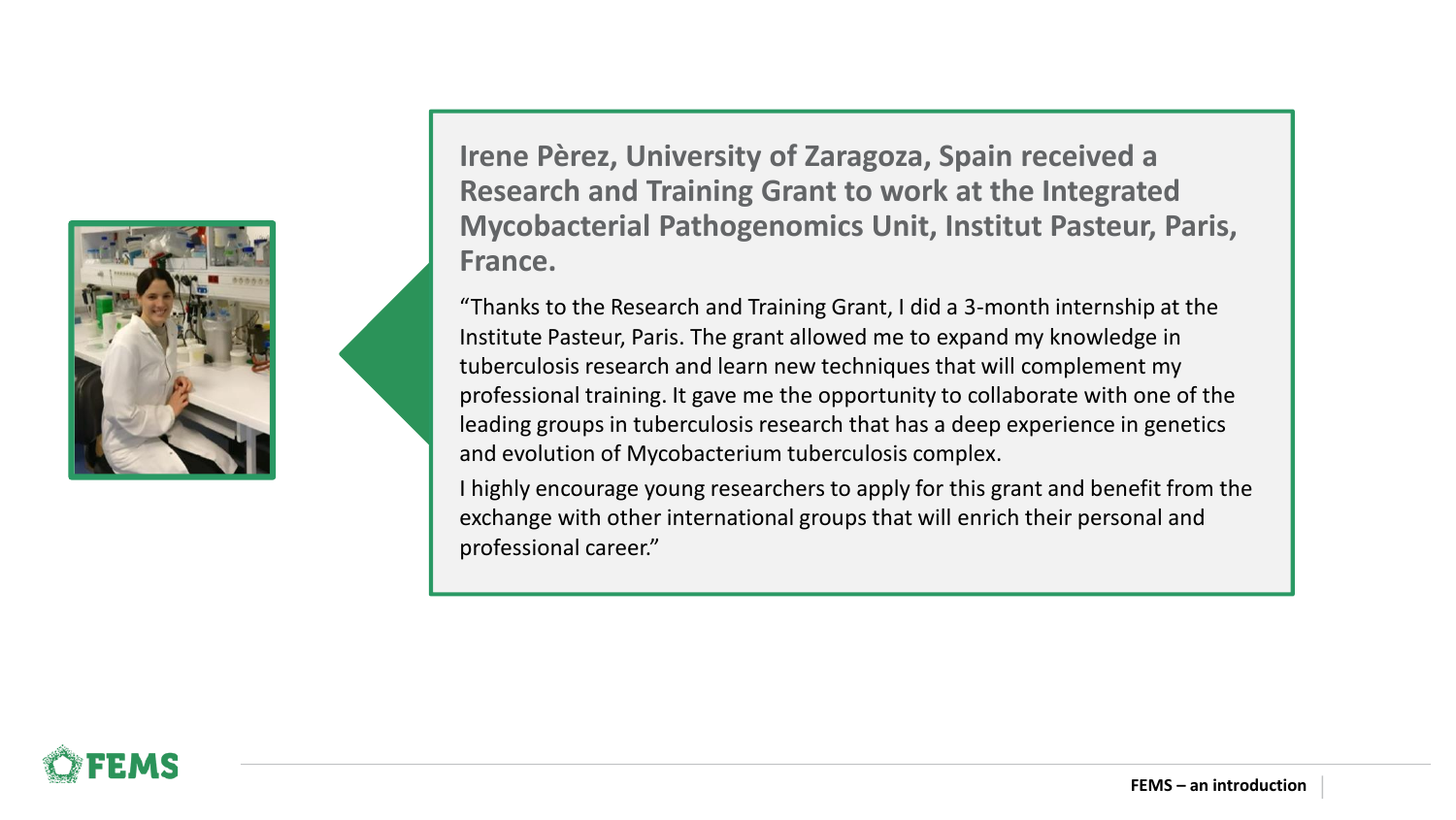**Irene Pèrez, University of Zaragoza, Spain received a Research and Training Grant to work at the Integrated Mycobacterial Pathogenomics Unit, Institut Pasteur, Paris, France.**

"Thanks to the Research and Training Grant, I did a 3-month internship at the Institute Pasteur, Paris. The grant allowed me to expand my knowledge in tuberculosis research and learn new techniques that will complement my professional training. It gave me the opportunity to collaborate with one of the leading groups in tuberculosis research that has a deep experience in genetics and evolution of Mycobacterium tuberculosis complex.

I highly encourage young researchers to apply for this grant and benefit from the exchange with other international groups that will enrich their personal and professional career."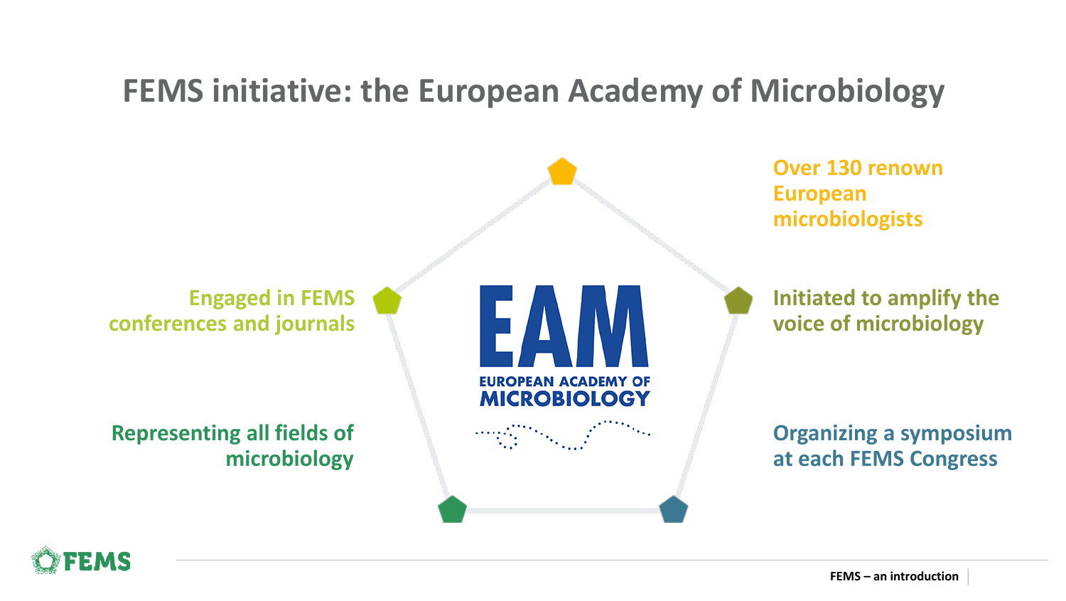# FEMS initiative: the European Academy of Microbiology

EAM
EUROPEAN ACADEMY OF MICROBIOLOGY

- Over 130 renown European microbiologists
- Initiated to amplify the voice of microbiology
- Organizing a symposium at each FEMS Congress
- Representing all fields of microbiology
- Engaged in FEMS conferences and journals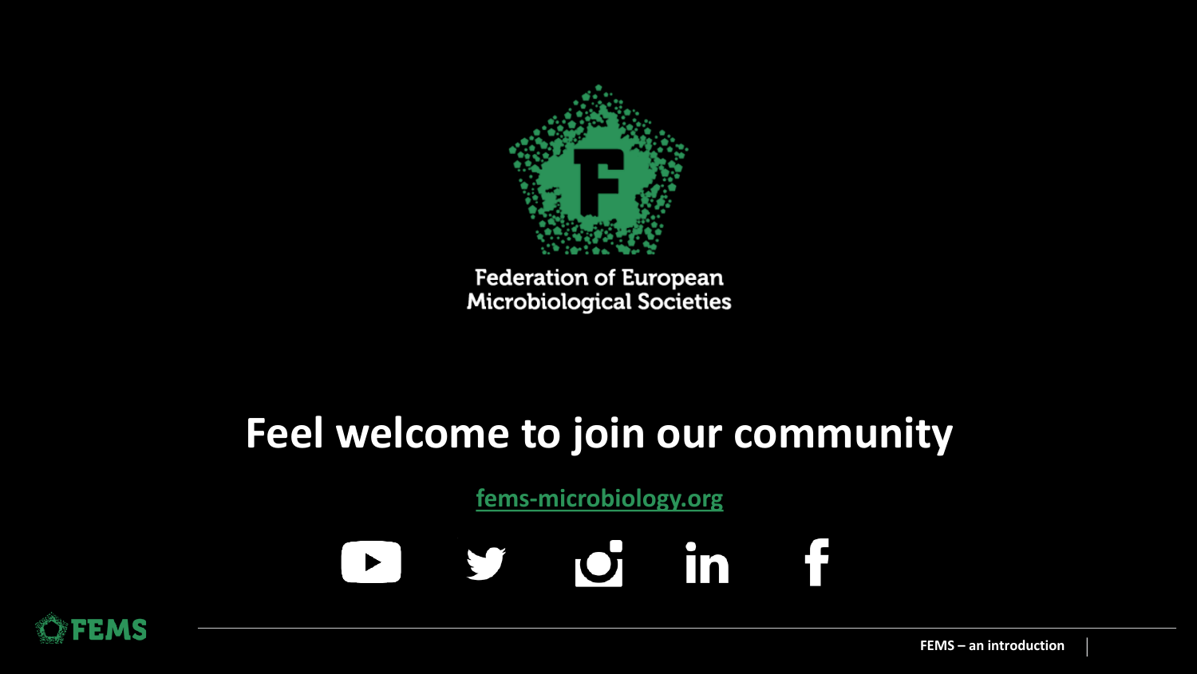Federation of European Microbiological Societies

# Feel welcome to join our community

fems-microbiology.org